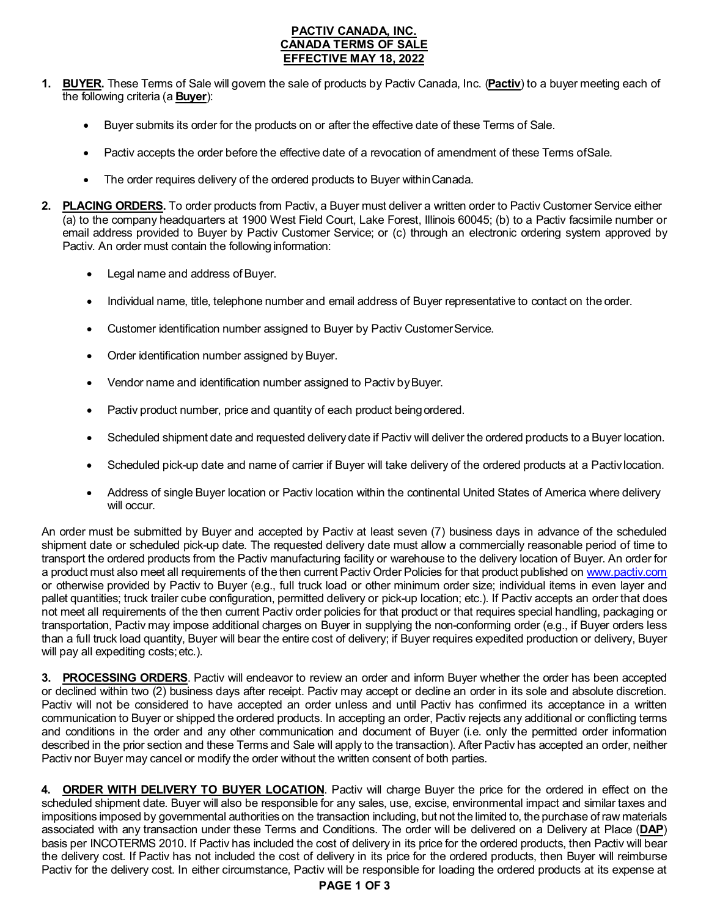# PACTIV CANADA, INC.
# CANADA TERMS OF SALE
# EFFECTIVE MAY 18, 2022

1. **BUYER.** These Terms of Sale will govern the sale of products by Pactiv Canada, Inc. (**Pactiv**) to a buyer meeting each of the following criteria (a **Buyer**):

   - Buyer submits its order for the products on or after the effective date of these Terms of Sale.
   - Pactiv accepts the order before the effective date of a revocation of amendment of these Terms of Sale.
   - The order requires delivery of the ordered products to Buyer within Canada.

2. **PLACING ORDERS.** To order products from Pactiv, a Buyer must deliver a written order to Pactiv Customer Service either (a) to the company headquarters at 1900 West Field Court, Lake Forest, Illinois 60045; (b) to a Pactiv facsimile number or email address provided to Buyer by Pactiv Customer Service; or (c) through an electronic ordering system approved by Pactiv. An order must contain the following information:

   - Legal name and address of Buyer.
   - Individual name, title, telephone number and email address of Buyer representative to contact on the order.
   - Customer identification number assigned to Buyer by Pactiv Customer Service.
   - Order identification number assigned by Buyer.
   - Vendor name and identification number assigned to Pactiv by Buyer.
   - Pactiv product number, price and quantity of each product being ordered.
   - Scheduled shipment date and requested delivery date if Pactiv will deliver the ordered products to a Buyer location.
   - Scheduled pick-up date and name of carrier if Buyer will take delivery of the ordered products at a Pactiv location.
   - Address of single Buyer location or Pactiv location within the continental United States of America where delivery will occur.

An order must be submitted by Buyer and accepted by Pactiv at least seven (7) business days in advance of the scheduled shipment date or scheduled pick-up date. The requested delivery date must allow a commercially reasonable period of time to transport the ordered products from the Pactiv manufacturing facility or warehouse to the delivery location of Buyer. An order for a product must also meet all requirements of the then current Pactiv Order Policies for that product published on [www.pactiv.com](http://www.pactiv.com) or otherwise provided by Pactiv to Buyer (e.g., full truck load or other minimum order size; individual items in even layer and pallet quantities; truck trailer cube configuration, permitted delivery or pick-up location; etc.). If Pactiv accepts an order that does not meet all requirements of the then current Pactiv order policies for that product or that requires special handling, packaging or transportation, Pactiv may impose additional charges on Buyer in supplying the non-conforming order (e.g., if Buyer orders less than a full truck load quantity, Buyer will bear the entire cost of delivery; if Buyer requires expedited production or delivery, Buyer will pay all expediting costs; etc.).

3. **PROCESSING ORDERS**. Pactiv will endeavor to review an order and inform Buyer whether the order has been accepted or declined within two (2) business days after receipt. Pactiv may accept or decline an order in its sole and absolute discretion. Pactiv will not be considered to have accepted an order unless and until Pactiv has confirmed its acceptance in a written communication to Buyer or shipped the ordered products. In accepting an order, Pactiv rejects any additional or conflicting terms and conditions in the order and any other communication and document of Buyer (i.e. only the permitted order information described in the prior section and these Terms and Sale will apply to the transaction). After Pactiv has accepted an order, neither Pactiv nor Buyer may cancel or modify the order without the written consent of both parties.

4. **ORDER WITH DELIVERY TO BUYER LOCATION**. Pactiv will charge Buyer the price for the ordered in effect on the scheduled shipment date. Buyer will also be responsible for any sales, use, excise, environmental impact and similar taxes and impositions imposed by governmental authorities on the transaction including, but not the limited to, the purchase of raw materials associated with any transaction under these Terms and Conditions. The order will be delivered on a Delivery at Place (**DAP**) basis per INCOTERMS 2010. If Pactiv has included the cost of delivery in its price for the ordered products, then Pactiv will bear the delivery cost. If Pactiv has not included the cost of delivery in its price for the ordered products, then Buyer will reimburse Pactiv for the delivery cost. In either circumstance, Pactiv will be responsible for loading the ordered products at its expense at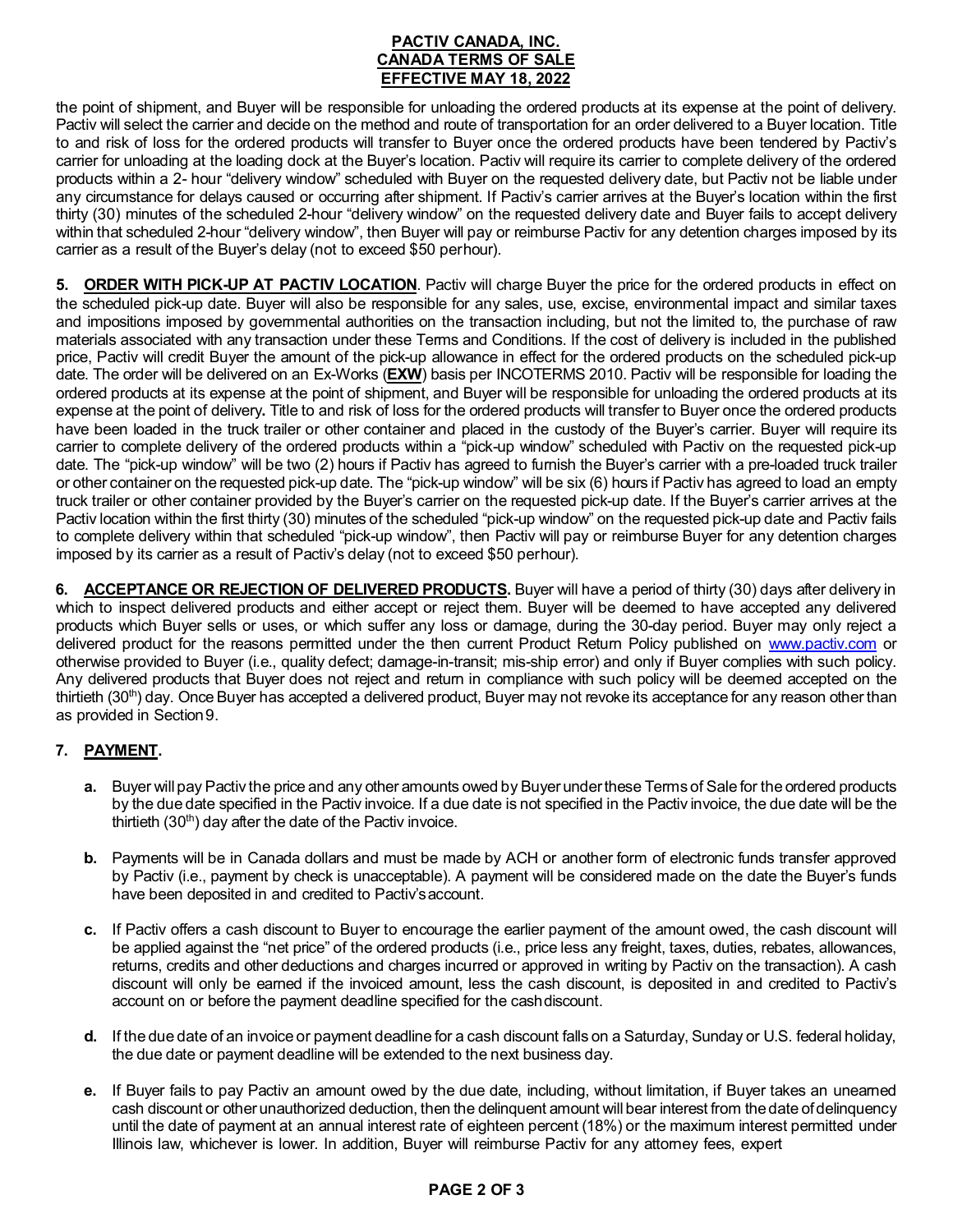the point of shipment, and Buyer will be responsible for unloading the ordered products at its expense at the point of delivery. Pactiv will select the carrier and decide on the method and route of transportation for an order delivered to a Buyer location. Title to and risk of loss for the ordered products will transfer to Buyer once the ordered products have been tendered by Pactiv's carrier for unloading at the loading dock at the Buyer's location. Pactiv will require its carrier to complete delivery of the ordered products within a 2- hour "delivery window" scheduled with Buyer on the requested delivery date, but Pactiv not be liable under any circumstance for delays caused or occurring after shipment. If Pactiv's carrier arrives at the Buyer's location within the first thirty (30) minutes of the scheduled 2-hour "delivery window" on the requested delivery date and Buyer fails to accept delivery within that scheduled 2-hour "delivery window", then Buyer will pay or reimburse Pactiv for any detention charges imposed by its carrier as a result of the Buyer's delay (not to exceed $50 per hour).

**5. ORDER WITH PICK-UP AT PACTIV LOCATION**. Pactiv will charge Buyer the price for the ordered products in effect on the scheduled pick-up date. Buyer will also be responsible for any sales, use, excise, environmental impact and similar taxes and impositions imposed by governmental authorities on the transaction including, but not the limited to, the purchase of raw materials associated with any transaction under these Terms and Conditions. If the cost of delivery is included in the published price, Pactiv will credit Buyer the amount of the pick-up allowance in effect for the ordered products on the scheduled pick-up date. The order will be delivered on an Ex-Works (**EXW**) basis per INCOTERMS 2010. Pactiv will be responsible for loading the ordered products at its expense at the point of shipment, and Buyer will be responsible for unloading the ordered products at its expense at the point of delivery**.** Title to and risk of loss for the ordered products will transfer to Buyer once the ordered products have been loaded in the truck trailer or other container and placed in the custody of the Buyer's carrier. Buyer will require its carrier to complete delivery of the ordered products within a "pick-up window" scheduled with Pactiv on the requested pick-up date. The "pick-up window" will be two (2) hours if Pactiv has agreed to furnish the Buyer's carrier with a pre-loaded truck trailer or other container on the requested pick-up date. The "pick-up window" will be six (6) hours if Pactiv has agreed to load an empty truck trailer or other container provided by the Buyer's carrier on the requested pick-up date. If the Buyer's carrier arrives at the Pactiv location within the first thirty (30) minutes of the scheduled "pick-up window" on the requested pick-up date and Pactiv fails to complete delivery within that scheduled "pick-up window", then Pactiv will pay or reimburse Buyer for any detention charges imposed by its carrier as a result of Pactiv's delay (not to exceed $50 per hour).

**6. ACCEPTANCE OR REJECTION OF DELIVERED PRODUCTS.** Buyer will have a period of thirty (30) days after delivery in which to inspect delivered products and either accept or reject them. Buyer will be deemed to have accepted any delivered products which Buyer sells or uses, or which suffer any loss or damage, during the 30-day period. Buyer may only reject a delivered product for the reasons permitted under the then current Product Return Policy published on www.pactiv.com or otherwise provided to Buyer (i.e., quality defect; damage-in-transit; mis-ship error) and only if Buyer complies with such policy. Any delivered products that Buyer does not reject and return in compliance with such policy will be deemed accepted on the thirtieth (30th) day. Once Buyer has accepted a delivered product, Buyer may not revoke its acceptance for any reason other than as provided in Section 9.

**7. PAYMENT.**

**a.** Buyer will pay Pactiv the price and any other amounts owed by Buyer under these Terms of Sale for the ordered products by the due date specified in the Pactiv invoice. If a due date is not specified in the Pactiv invoice, the due date will be the thirtieth (30th) day after the date of the Pactiv invoice.

**b.** Payments will be in Canada dollars and must be made by ACH or another form of electronic funds transfer approved by Pactiv (i.e., payment by check is unacceptable). A payment will be considered made on the date the Buyer's funds have been deposited in and credited to Pactiv's account.

**c.** If Pactiv offers a cash discount to Buyer to encourage the earlier payment of the amount owed, the cash discount will be applied against the "net price" of the ordered products (i.e., price less any freight, taxes, duties, rebates, allowances, returns, credits and other deductions and charges incurred or approved in writing by Pactiv on the transaction). A cash discount will only be earned if the invoiced amount, less the cash discount, is deposited in and credited to Pactiv's account on or before the payment deadline specified for the cash discount.

**d.** If the due date of an invoice or payment deadline for a cash discount falls on a Saturday, Sunday or U.S. federal holiday, the due date or payment deadline will be extended to the next business day.

**e.** If Buyer fails to pay Pactiv an amount owed by the due date, including, without limitation, if Buyer takes an unearned cash discount or other unauthorized deduction, then the delinquent amount will bear interest from the date of delinquency until the date of payment at an annual interest rate of eighteen percent (18%) or the maximum interest permitted under Illinois law, whichever is lower. In addition, Buyer will reimburse Pactiv for any attorney fees, expert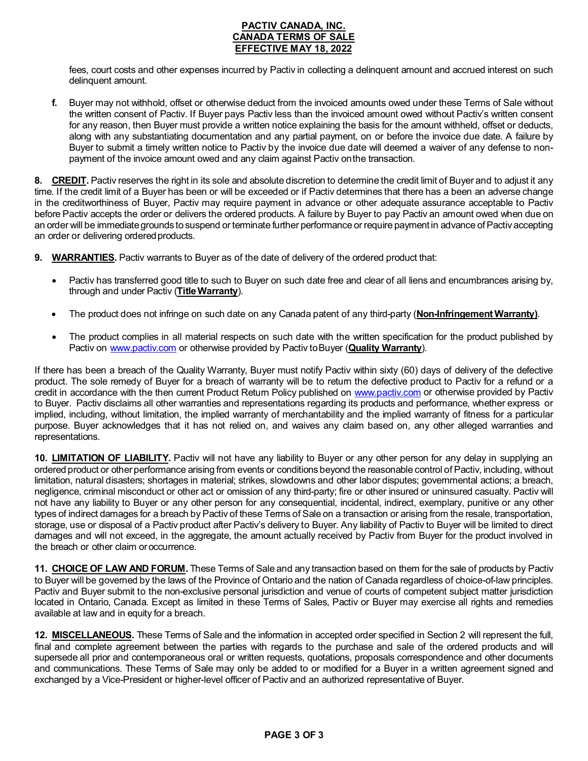fees, court costs and other expenses incurred by Pactiv in collecting a delinquent amount and accrued interest on such delinquent amount.

**f.** Buyer may not withhold, offset or otherwise deduct from the invoiced amounts owed under these Terms of Sale without the written consent of Pactiv. If Buyer pays Pactiv less than the invoiced amount owed without Pactiv's written consent for any reason, then Buyer must provide a written notice explaining the basis for the amount withheld, offset or deducts, along with any substantiating documentation and any partial payment, on or before the invoice due date. A failure by Buyer to submit a timely written notice to Pactiv by the invoice due date will deemed a waiver of any defense to non-payment of the invoice amount owed and any claim against Pactiv on the transaction.

**8. CREDIT.** Pactiv reserves the right in its sole and absolute discretion to determine the credit limit of Buyer and to adjust it any time. If the credit limit of a Buyer has been or will be exceeded or if Pactiv determines that there has a been an adverse change in the creditworthiness of Buyer, Pactiv may require payment in advance or other adequate assurance acceptable to Pactiv before Pactiv accepts the order or delivers the ordered products. A failure by Buyer to pay Pactiv an amount owed when due on an order will be immediate grounds to suspend or terminate further performance or require payment in advance of Pactiv accepting an order or delivering ordered products.

**9. WARRANTIES.** Pactiv warrants to Buyer as of the date of delivery of the ordered product that:

- Pactiv has transferred good title to such to Buyer on such date free and clear of all liens and encumbrances arising by, through and under Pactiv (**Title Warranty**).
- The product does not infringe on such date on any Canada patent of any third-party (**Non-Infringement Warranty)**.
- The product complies in all material respects on such date with the written specification for the product published by Pactiv on www.pactiv.com or otherwise provided by Pactiv to Buyer (**Quality Warranty**).

If there has been a breach of the Quality Warranty, Buyer must notify Pactiv within sixty (60) days of delivery of the defective product. The sole remedy of Buyer for a breach of warranty will be to return the defective product to Pactiv for a refund or a credit in accordance with the then current Product Return Policy published on www.pactiv.com or otherwise provided by Pactiv to Buyer. Pactiv disclaims all other warranties and representations regarding its products and performance, whether express or implied, including, without limitation, the implied warranty of merchantability and the implied warranty of fitness for a particular purpose. Buyer acknowledges that it has not relied on, and waives any claim based on, any other alleged warranties and representations.

**10. LIMITATION OF LIABILITY.** Pactiv will not have any liability to Buyer or any other person for any delay in supplying an ordered product or other performance arising from events or conditions beyond the reasonable control of Pactiv, including, without limitation, natural disasters; shortages in material; strikes, slowdowns and other labor disputes; governmental actions; a breach, negligence, criminal misconduct or other act or omission of any third-party; fire or other insured or uninsured casualty. Pactiv will not have any liability to Buyer or any other person for any consequential, incidental, indirect, exemplary, punitive or any other types of indirect damages for a breach by Pactiv of these Terms of Sale on a transaction or arising from the resale, transportation, storage, use or disposal of a Pactiv product after Pactiv's delivery to Buyer. Any liability of Pactiv to Buyer will be limited to direct damages and will not exceed, in the aggregate, the amount actually received by Pactiv from Buyer for the product involved in the breach or other claim or occurrence.

**11. CHOICE OF LAW AND FORUM.** These Terms of Sale and any transaction based on them for the sale of products by Pactiv to Buyer will be governed by the laws of the Province of Ontario and the nation of Canada regardless of choice-of-law principles. Pactiv and Buyer submit to the non-exclusive personal jurisdiction and venue of courts of competent subject matter jurisdiction located in Ontario, Canada. Except as limited in these Terms of Sales, Pactiv or Buyer may exercise all rights and remedies available at law and in equity for a breach.

**12. MISCELLANEOUS.** These Terms of Sale and the information in accepted order specified in Section 2 will represent the full, final and complete agreement between the parties with regards to the purchase and sale of the ordered products and will supersede all prior and contemporaneous oral or written requests, quotations, proposals correspondence and other documents and communications. These Terms of Sale may only be added to or modified for a Buyer in a written agreement signed and exchanged by a Vice-President or higher-level officer of Pactiv and an authorized representative of Buyer.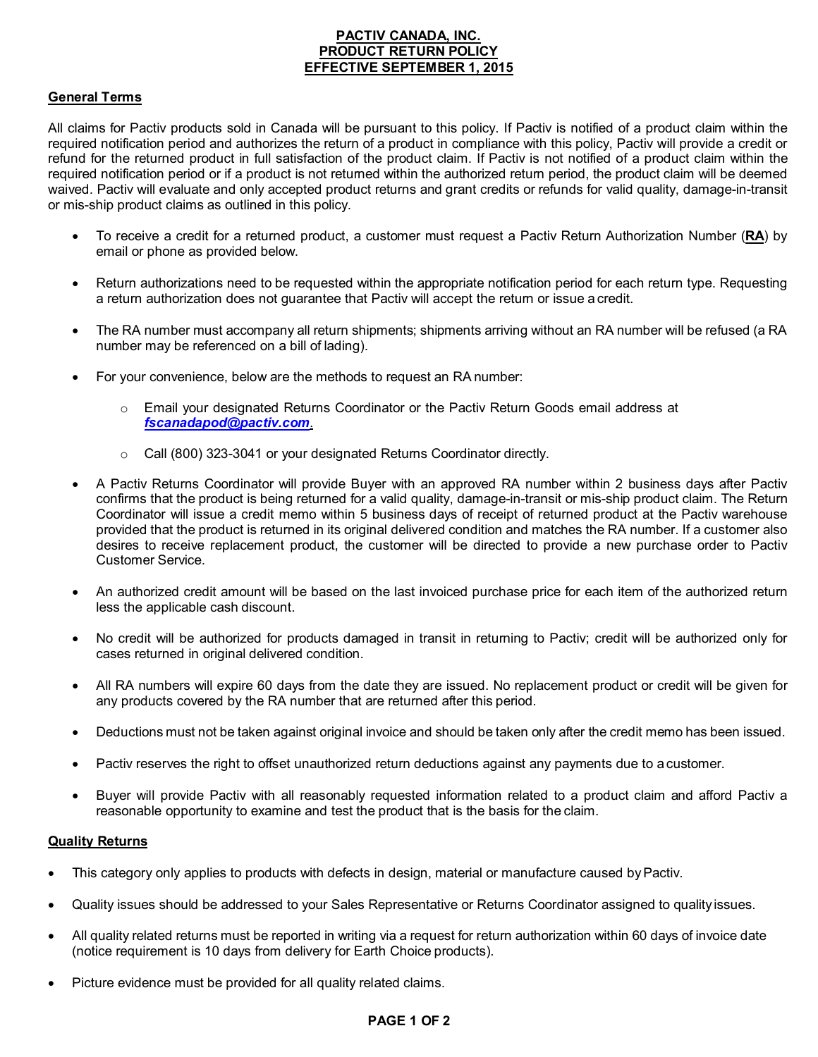**PACTIV CANADA, INC.**
**PRODUCT RETURN POLICY**
**EFFECTIVE SEPTEMBER 1, 2015**

## General Terms

All claims for Pactiv products sold in Canada will be pursuant to this policy. If Pactiv is notified of a product claim within the required notification period and authorizes the return of a product in compliance with this policy, Pactiv will provide a credit or refund for the returned product in full satisfaction of the product claim. If Pactiv is not notified of a product claim within the required notification period or if a product is not returned within the authorized return period, the product claim will be deemed waived. Pactiv will evaluate and only accepted product returns and grant credits or refunds for valid quality, damage-in-transit or mis-ship product claims as outlined in this policy.

- To receive a credit for a returned product, a customer must request a Pactiv Return Authorization Number (**RA**) by email or phone as provided below.
- Return authorizations need to be requested within the appropriate notification period for each return type. Requesting a return authorization does not guarantee that Pactiv will accept the return or issue a credit.
- The RA number must accompany all return shipments; shipments arriving without an RA number will be refused (a RA number may be referenced on a bill of lading).
- For your convenience, below are the methods to request an RA number:
  - Email your designated Returns Coordinator or the Pactiv Return Goods email address at ***fscanadapod@pactiv.com***.
  - Call (800) 323-3041 or your designated Returns Coordinator directly.
- A Pactiv Returns Coordinator will provide Buyer with an approved RA number within 2 business days after Pactiv confirms that the product is being returned for a valid quality, damage-in-transit or mis-ship product claim. The Return Coordinator will issue a credit memo within 5 business days of receipt of returned product at the Pactiv warehouse provided that the product is returned in its original delivered condition and matches the RA number. If a customer also desires to receive replacement product, the customer will be directed to provide a new purchase order to Pactiv Customer Service.
- An authorized credit amount will be based on the last invoiced purchase price for each item of the authorized return less the applicable cash discount.
- No credit will be authorized for products damaged in transit in returning to Pactiv; credit will be authorized only for cases returned in original delivered condition.
- All RA numbers will expire 60 days from the date they are issued. No replacement product or credit will be given for any products covered by the RA number that are returned after this period.
- Deductions must not be taken against original invoice and should be taken only after the credit memo has been issued.
- Pactiv reserves the right to offset unauthorized return deductions against any payments due to a customer.
- Buyer will provide Pactiv with all reasonably requested information related to a product claim and afford Pactiv a reasonable opportunity to examine and test the product that is the basis for the claim.

## Quality Returns

- This category only applies to products with defects in design, material or manufacture caused by Pactiv.
- Quality issues should be addressed to your Sales Representative or Returns Coordinator assigned to quality issues.
- All quality related returns must be reported in writing via a request for return authorization within 60 days of invoice date (notice requirement is 10 days from delivery for Earth Choice products).
- Picture evidence must be provided for all quality related claims.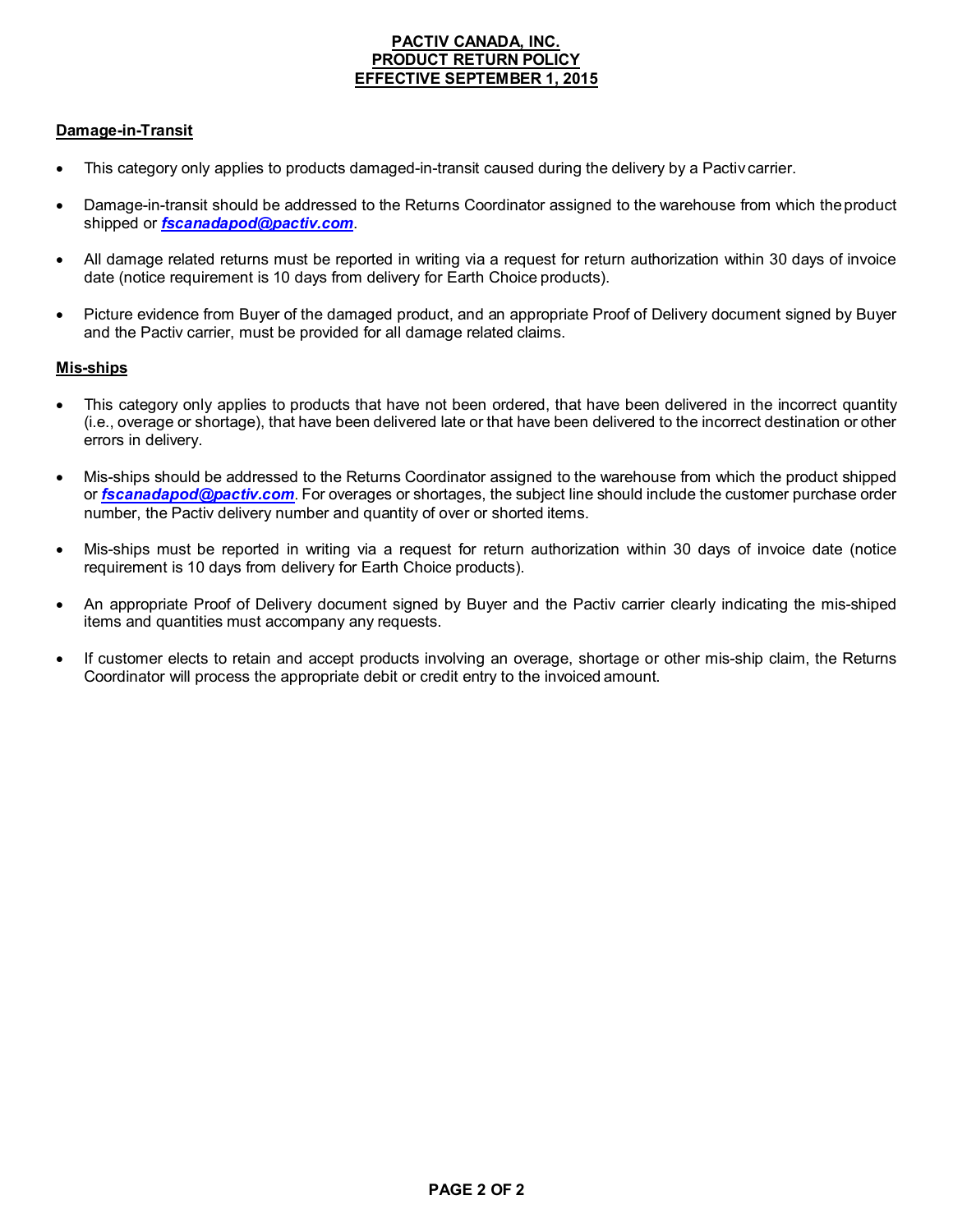# PACTIV CANADA, INC.
# PRODUCT RETURN POLICY
# EFFECTIVE SEPTEMBER 1, 2015

## Damage-in-Transit

- This category only applies to products damaged-in-transit caused during the delivery by a Pactiv carrier.
- Damage-in-transit should be addressed to the Returns Coordinator assigned to the warehouse from which the product shipped or ***fscanadapod@pactiv.com***.
- All damage related returns must be reported in writing via a request for return authorization within 30 days of invoice date (notice requirement is 10 days from delivery for Earth Choice products).
- Picture evidence from Buyer of the damaged product, and an appropriate Proof of Delivery document signed by Buyer and the Pactiv carrier, must be provided for all damage related claims.

## Mis-ships

- This category only applies to products that have not been ordered, that have been delivered in the incorrect quantity (i.e., overage or shortage), that have been delivered late or that have been delivered to the incorrect destination or other errors in delivery.
- Mis-ships should be addressed to the Returns Coordinator assigned to the warehouse from which the product shipped or ***fscanadapod@pactiv.com***. For overages or shortages, the subject line should include the customer purchase order number, the Pactiv delivery number and quantity of over or shorted items.
- Mis-ships must be reported in writing via a request for return authorization within 30 days of invoice date (notice requirement is 10 days from delivery for Earth Choice products).
- An appropriate Proof of Delivery document signed by Buyer and the Pactiv carrier clearly indicating the mis-shiped items and quantities must accompany any requests.
- If customer elects to retain and accept products involving an overage, shortage or other mis-ship claim, the Returns Coordinator will process the appropriate debit or credit entry to the invoiced amount.